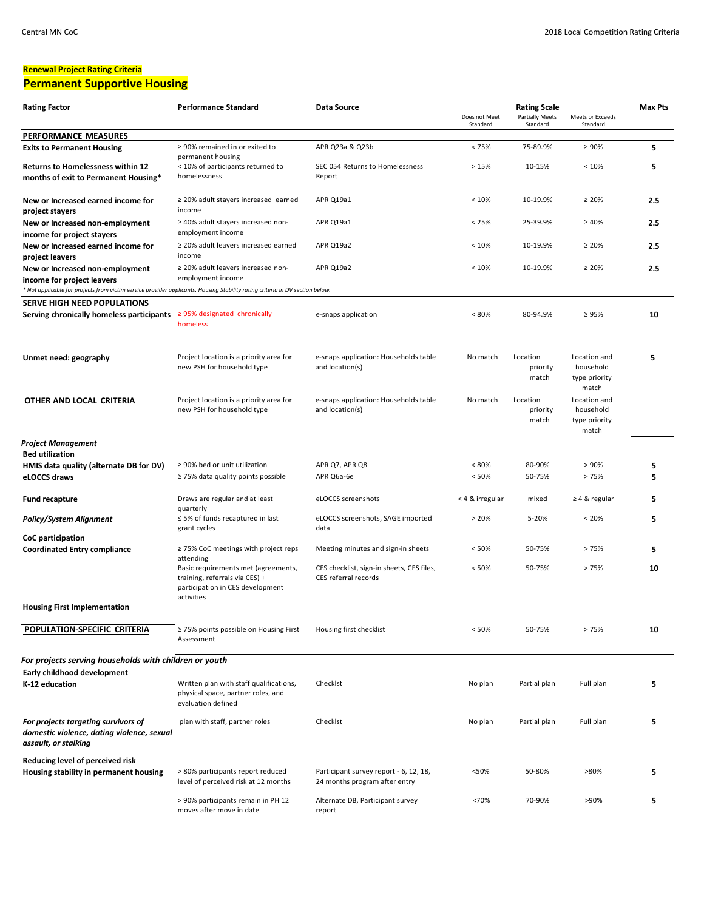**Renewal Project Rating Criteria**

## Permanent Supportive Housing

| Rating Factor | Performance Standard | Data Source | Rating Scale: Does not Meet Standard | Partially Meets Standard | Meets or Exceeds Standard | Max Pts |
|---|---|---|---|---|---|---|
| **PERFORMANCE MEASURES** | | | | | | |
| **Exits to Permanent Housing** | ≥ 90% remained in or exited to permanent housing | APR Q23a & Q23b | < 75% | 75-89.9% | ≥ 90% | 5 |
| **Returns to Homelessness within 12 months of exit to Permanent Housing*** | < 10% of participants returned to homelessness | SEC 054 Returns to Homelessness Report | > 15% | 10-15% | < 10% | 5 |
| **New or Increased earned income for project stayers** | ≥ 20% adult stayers increased earned income | APR Q19a1 | < 10% | 10-19.9% | ≥ 20% | 2.5 |
| **New or Increased non-employment income for project stayers** | ≥ 40% adult stayers increased non-employment income | APR Q19a1 | < 25% | 25-39.9% | ≥ 40% | 2.5 |
| **New or Increased earned income for project leavers** | ≥ 20% adult leavers increased earned income | APR Q19a2 | < 10% | 10-19.9% | ≥ 20% | 2.5 |
| **New or Increased non-employment income for project leavers** | ≥ 20% adult leavers increased non-employment income | APR Q19a2 | < 10% | 10-19.9% | ≥ 20% | 2.5 |
| *\* Not applicable for projects from victim service provider applicants. Housing Stability rating criteria in DV section below.* | | | | | | |
| **SERVE HIGH NEED POPULATIONS** | | | | | | |
| **Serving chronically homeless participants** | ≥ 95% designated chronically homeless | e-snaps application | < 80% | 80-94.9% | ≥ 95% | 10 |
| **Unmet need: geography** | Project location is a priority area for new PSH for household type | e-snaps application: Households table and location(s) | No match | Location priority match | Location and household type priority match | 5 |
| **OTHER AND LOCAL CRITERIA** | Project location is a priority area for new PSH for household type | e-snaps application: Households table and location(s) | No match | Location priority match | Location and household type priority match | |
| ***Project Management*** | | | | | | |
| **Bed utilization** | | | | | | |
| **HMIS data quality (alternate DB for DV)** | ≥ 90% bed or unit utilization | APR Q7, APR Q8 | < 80% | 80-90% | > 90% | 5 |
| **eLOCCS draws** | ≥ 75% data quality points possible | APR Q6a-6e | < 50% | 50-75% | > 75% | 5 |
| **Fund recapture** | Draws are regular and at least quarterly | eLOCCS screenshots | < 4 & irregular | mixed | ≥ 4 & regular | 5 |
| ***Policy/System Alignment*** | ≤ 5% of funds recaptured in last grant cycles | eLOCCS screenshots, SAGE imported data | > 20% | 5-20% | < 20% | 5 |
| **CoC participation** | | | | | | |
| **Coordinated Entry compliance** | ≥ 75% CoC meetings with project reps attending | Meeting minutes and sign-in sheets | < 50% | 50-75% | > 75% | 5 |
| | Basic requirements met (agreements, training, referrals via CES) + participation in CES development activities | CES checklist, sign-in sheets, CES files, CES referral records | < 50% | 50-75% | > 75% | 10 |
| **Housing First Implementation** | | | | | | |
| **POPULATION-SPECIFIC CRITERIA** | ≥ 75% points possible on Housing First Assessment | Housing first checklist | < 50% | 50-75% | > 75% | 10 |
| ***For projects serving households with children or youth*** | | | | | | |
| **Early childhood development** | | | | | | |
| **K-12 education** | Written plan with staff qualifications, physical space, partner roles, and evaluation defined | Checklst | No plan | Partial plan | Full plan | 5 |
| ***For projects targeting survivors of domestic violence, dating violence, sexual assault, or stalking*** | plan with staff, partner roles | Checklst | No plan | Partial plan | Full plan | 5 |
| **Reducing level of perceived risk** | | | | | | |
| **Housing stability in permanent housing** | > 80% participants report reduced level of perceived risk at 12 months | Participant survey report - 6, 12, 18, 24 months program after entry | <50% | 50-80% | >80% | 5 |
| | > 90% participants remain in PH 12 moves after move in date | Alternate DB, Participant survey report | <70% | 70-90% | >90% | 5 |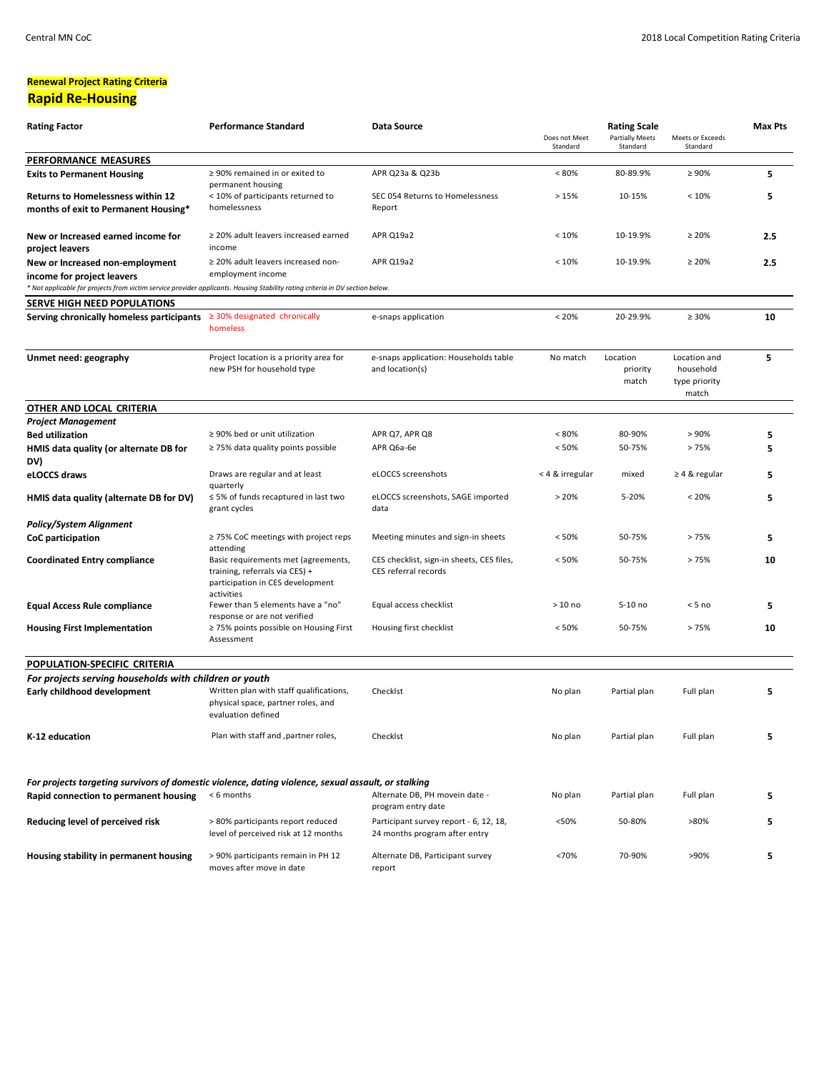**Renewal Project Rating Criteria**

## Rapid Re-Housing

| Rating Factor | Performance Standard | Data Source | Rating Scale: Does not Meet Standard | Rating Scale: Partially Meets Standard | Rating Scale: Meets or Exceeds Standard | Max Pts |
|---|---|---|---|---|---|---|
| **PERFORMANCE MEASURES** | | | | | | |
| **Exits to Permanent Housing** | ≥ 90% remained in or exited to permanent housing | APR Q23a & Q23b | < 80% | 80-89.9% | ≥ 90% | **5** |
| **Returns to Homelessness within 12 months of exit to Permanent Housing*** | < 10% of participants returned to homelessness | SEC 054 Returns to Homelessness Report | > 15% | 10-15% | < 10% | **5** |
| **New or Increased earned income for project leavers** | ≥ 20% adult leavers increased earned income | APR Q19a2 | < 10% | 10-19.9% | ≥ 20% | **2.5** |
| **New or Increased non-employment income for project leavers** | ≥ 20% adult leavers increased non-employment income | APR Q19a2 | < 10% | 10-19.9% | ≥ 20% | **2.5** |
| *\* Not applicable for projects from victim service provider applicants. Housing Stability rating criteria in DV section below.* | | | | | | |
| **SERVE HIGH NEED POPULATIONS** | | | | | | |
| **Serving chronically homeless participants** | ≥ 30% designated chronically homeless | e-snaps application | < 20% | 20-29.9% | ≥ 30% | **10** |
| **Unmet need: geography** | Project location is a priority area for new PSH for household type | e-snaps application: Households table and location(s) | No match | Location priority match | Location and household type priority match | **5** |
| **OTHER AND LOCAL CRITERIA** | | | | | | |
| ***Project Management*** | | | | | | |
| **Bed utilization** | ≥ 90% bed or unit utilization | APR Q7, APR Q8 | < 80% | 80-90% | > 90% | **5** |
| **HMIS data quality (or alternate DB for DV)** | ≥ 75% data quality points possible | APR Q6a-6e | < 50% | 50-75% | > 75% | **5** |
| **eLOCCS draws** | Draws are regular and at least quarterly | eLOCCS screenshots | < 4 & irregular | mixed | ≥ 4 & regular | **5** |
| **HMIS data quality (alternate DB for DV)** | ≤ 5% of funds recaptured in last two grant cycles | eLOCCS screenshots, SAGE imported data | > 20% | 5-20% | < 20% | **5** |
| ***Policy/System Alignment*** | | | | | | |
| **CoC participation** | ≥ 75% CoC meetings with project reps attending | Meeting minutes and sign-in sheets | < 50% | 50-75% | > 75% | **5** |
| **Coordinated Entry compliance** | Basic requirements met (agreements, training, referrals via CES) + participation in CES development activities | CES checklist, sign-in sheets, CES files, CES referral records | < 50% | 50-75% | > 75% | **10** |
| **Equal Access Rule compliance** | Fewer than 5 elements have a "no" response or are not verified | Equal access checklist | > 10 no | 5-10 no | < 5 no | **5** |
| **Housing First Implementation** | ≥ 75% points possible on Housing First Assessment | Housing first checklist | < 50% | 50-75% | > 75% | **10** |
| **POPULATION-SPECIFIC CRITERIA** | | | | | | |
| ***For projects serving households with children or youth*** | | | | | | |
| **Early childhood development** | Written plan with staff qualifications, physical space, partner roles, and evaluation defined | Checklst | No plan | Partial plan | Full plan | **5** |
| **K-12 education** | Plan with staff and ,partner roles, | Checklst | No plan | Partial plan | Full plan | **5** |
| ***For projects targeting survivors of domestic violence, dating violence, sexual assault, or stalking*** | | | | | | |
| **Rapid connection to permanent housing** | < 6 months | Alternate DB, PH movein date - program entry date | No plan | Partial plan | Full plan | **5** |
| **Reducing level of perceived risk** | > 80% participants report reduced level of perceived risk at 12 months | Participant survey report - 6, 12, 18, 24 months program after entry | <50% | 50-80% | >80% | **5** |
| **Housing stability in permanent housing** | > 90% participants remain in PH 12 moves after move in date | Alternate DB, Participant survey report | <70% | 70-90% | >90% | **5** |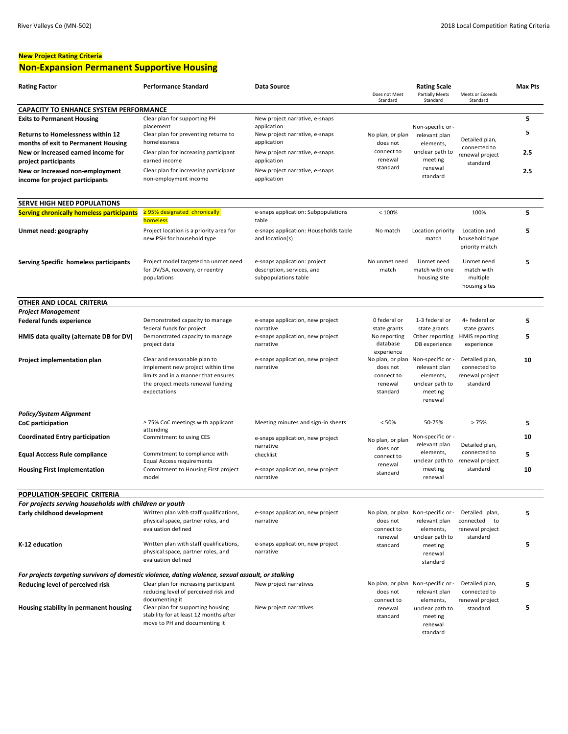**New Project Rating Criteria**

## Non-Expansion Permanent Supportive Housing

| Rating Factor | Performance Standard | Data Source | Rating Scale: Does not Meet Standard | Rating Scale: Partially Meets Standard | Rating Scale: Meets or Exceeds Standard | Max Pts |
|---|---|---|---|---|---|---|
| **CAPACITY TO ENHANCE SYSTEM PERFORMANCE** | | | | | | |
| **Exits to Permanent Housing** | Clear plan for supporting PH placement | New project narrative, e-snaps application | No plan, or plan does not connect to renewal standard | Non-specific or -relevant plan elements, unclear path to meeting renewal standard | Detailed plan, connected to renewal project standard | 5 |
| **Returns to Homelessness within 12 months of exit to Permanent Housing** | Clear plan for preventing returns to homelessness | New project narrative, e-snaps application | | | | 5 |
| **New or Increased earned income for project participants** | Clear plan for increasing participant earned income | New project narrative, e-snaps application | | | | 2.5 |
| **New or Increased non-employment income for project participants** | Clear plan for increasing participant non-employment income | New project narrative, e-snaps application | | | | 2.5 |
| **SERVE HIGH NEED POPULATIONS** | | | | | | |
| **Serving chronically homeless participants** | ≥ 95% designated chronically homeless | e-snaps application: Subpopulations table | < 100% | | 100% | 5 |
| **Unmet need: geography** | Project location is a priority area for new PSH for household type | e-snaps application: Households table and location(s) | No match | Location priority match | Location and household type priority match | 5 |
| **Serving Specific homeless participants** | Project model targeted to unmet need for DV/SA, recovery, or reentry populations | e-snaps application: project description, services, and subpopulations table | No unmet need match | Unmet need match with one housing site | Unmet need match with multiple housing sites | 5 |
| **OTHER AND LOCAL CRITERIA** | | | | | | |
| ***Project Management*** | | | | | | |
| **Federal funds experience** | Demonstrated capacity to manage federal funds for project | e-snaps application, new project narrative | 0 federal or state grants | 1-3 federal or state grants | 4+ federal or state grants | 5 |
| **HMIS data quality (alternate DB for DV)** | Demonstrated capacity to manage project data | e-snaps application, new project narrative | No reporting database experience | Other reporting DB experience | HMIS reporting experience | 5 |
| **Project implementation plan** | Clear and reasonable plan to implement new project within time limits and in a manner that ensures the project meets renewal funding expectations | e-snaps application, new project narrative | No plan, or plan does not connect to renewal standard | Non-specific or -relevant plan elements, unclear path to meeting renewal | Detailed plan, connected to renewal project standard | 10 |
| ***Policy/System Alignment*** | | | | | | |
| **CoC participation** | ≥ 75% CoC meetings with applicant attending | Meeting minutes and sign-in sheets | < 50% | 50-75% | > 75% | 5 |
| **Coordinated Entry participation** | Commitment to using CES | e-snaps application, new project narrative | No plan, or plan does not connect to renewal standard | Non-specific or -relevant plan elements, unclear path to meeting renewal | Detailed plan, connected to renewal project standard | 10 |
| **Equal Acccess Rule compliance** | Commitment to compliance with Equal Access requirements | checklist | | | | 5 |
| **Housing First Implementation** | Commitment to Housing First project model | e-snaps application, new project narrative | | | | 10 |
| **POPULATION-SPECIFIC CRITERIA** | | | | | | |
| ***For projects serving households with children or youth*** | | | | | | |
| **Early childhood development** | Written plan with staff qualifications, physical space, partner roles, and evaluation defined | e-snaps application, new project narrative | No plan, or plan does not connect to renewal standard | Non-specific or -relevant plan elements, unclear path to meeting renewal standard | Detailed plan, connected to renewal project standard | 5 |
| **K-12 education** | Written plan with staff qualifications, physical space, partner roles, and evaluation defined | e-snaps application, new project narrative | | | | 5 |
| ***For projects targeting survivors of domestic violence, dating violence, sexual assault, or stalking*** | | | | | | |
| **Reducing level of perceived risk** | Clear plan for increasing participant reducing level of perceived risk and documenting it | New project narratives | No plan, or plan does not connect to renewal standard | Non-specific or -relevant plan elements, unclear path to meeting renewal standard | Detailed plan, connected to renewal project standard | 5 |
| **Housing stability in permanent housing** | Clear plan for supporting housing stability for at least 12 months after move to PH and documenting it | New project narratives | | | | 5 |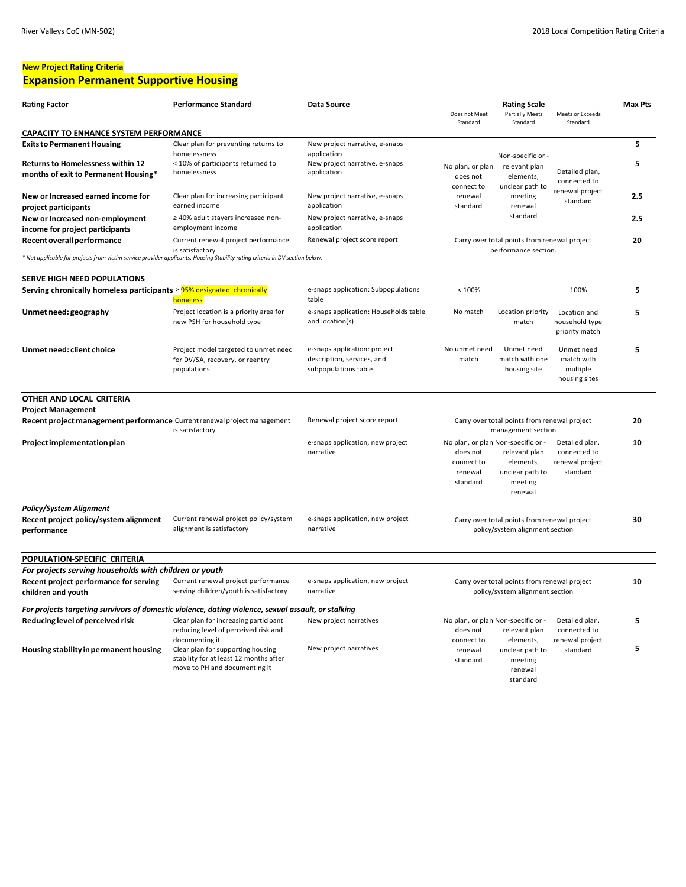## New Project Rating Criteria

# Expansion Permanent Supportive Housing

| Rating Factor | Performance Standard | Data Source | Rating Scale: Does not Meet Standard | Rating Scale: Partially Meets Standard | Rating Scale: Meets or Exceeds Standard | Max Pts |
|---|---|---|---|---|---|---|
| **CAPACITY TO ENHANCE SYSTEM PERFORMANCE** | | | | | | |
| **Exits to Permanent Housing** | Clear plan for preventing returns to homelessness | New project narrative, e-snaps application | No plan, or plan does not connect to renewal standard | Non-specific or - relevant plan elements, unclear path to meeting renewal standard | Detailed plan, connected to renewal project standard | 5 |
| **Returns to Homelessness within 12 months of exit to Permanent Housing*** | < 10% of participants returned to homelessness | New project narrative, e-snaps application | | | | 5 |
| **New or Increased earned income for project participants** | Clear plan for increasing participant earned income | New project narrative, e-snaps application | | | | 2.5 |
| **New or Increased non-employment income for project participants** | ≥ 40% adult stayers increased non-employment income | New project narrative, e-snaps application | | | | 2.5 |
| **Recent overall performance** | Current renewal project performance is satisfactory | Renewal project score report | Carry over total points from renewal project performance section. | | | 20 |

*\* Not applicable for projects from victim service provider applicants. Housing Stability rating criteria in DV section below.*

| Rating Factor | Performance Standard | Data Source | Rating Scale: Does not Meet Standard | Rating Scale: Partially Meets Standard | Rating Scale: Meets or Exceeds Standard | Max Pts |
|---|---|---|---|---|---|---|
| **SERVE HIGH NEED POPULATIONS** | | | | | | |
| **Serving chronically homeless participants** | ≥ 95% designated chronically homeless | e-snaps application: Subpopulations table | < 100% | | 100% | 5 |
| **Unmet need: geography** | Project location is a priority area for new PSH for household type | e-snaps application: Households table and location(s) | No match | Location priority match | Location and household type priority match | 5 |
| **Unmet need: client choice** | Project model targeted to unmet need for DV/SA, recovery, or reentry populations | e-snaps application: project description, services, and subpopulations table | No unmet need match | Unmet need match with one housing site | Unmet need match with multiple housing sites | 5 |
| **OTHER AND LOCAL CRITERIA** | | | | | | |
| ***Project Management*** | | | | | | |
| **Recent project management performance** | Current renewal project management is satisfactory | Renewal project score report | Carry over total points from renewal project management section | | | 20 |
| **Project implementation plan** | | e-snaps application, new project narrative | No plan, or plan does not connect to renewal standard | Non-specific or - relevant plan elements, unclear path to meeting renewal | Detailed plan, connected to renewal project standard | 10 |
| ***Policy/System Alignment*** | | | | | | |
| **Recent project policy/system alignment performance** | Current renewal project policy/system alignment is satisfactory | e-snaps application, new project narrative | Carry over total points from renewal project policy/system alignment section | | | 30 |
| **POPULATION-SPECIFIC CRITERIA** | | | | | | |
| ***For projects serving households with children or youth*** | | | | | | |
| **Recent project performance for serving children and youth** | Current renewal project performance serving children/youth is satisfactory | e-snaps application, new project narrative | Carry over total points from renewal project policy/system alignment section | | | 10 |
| ***For projects targeting survivors of domestic violence, dating violence, sexual assault, or stalking*** | | | | | | |
| **Reducing level of perceived risk** | Clear plan for increasing participant reducing level of perceived risk and documenting it | New project narratives | No plan, or plan does not connect to renewal standard | Non-specific or - relevant plan elements, unclear path to meeting renewal standard | Detailed plan, connected to renewal project standard | 5 |
| **Housing stability in permanent housing** | Clear plan for supporting housing stability for at least 12 months after move to PH and documenting it | New project narratives | | | | 5 |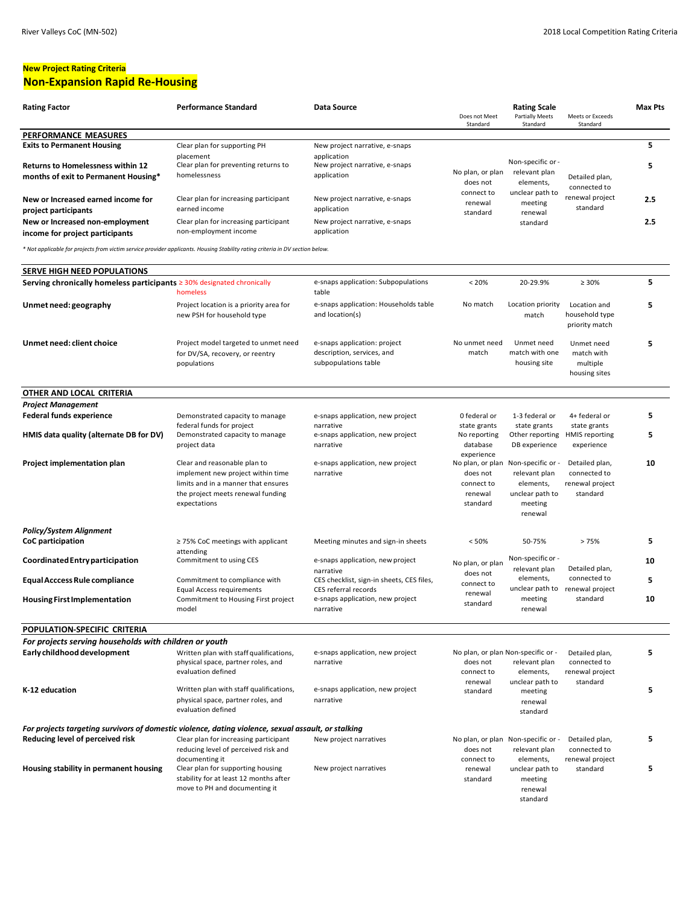**New Project Rating Criteria**

## Non-Expansion Rapid Re-Housing

| Rating Factor | Performance Standard | Data Source | Rating Scale: Does not Meet Standard | Rating Scale: Partially Meets Standard | Rating Scale: Meets or Exceeds Standard | Max Pts |
|---|---|---|---|---|---|---|
| **PERFORMANCE MEASURES** | | | | | | |
| **Exits to Permanent Housing** | Clear plan for supporting PH placement | New project narrative, e-snaps application | No plan, or plan does not connect to renewal standard | Non-specific or -relevant plan elements, unclear path to meeting renewal standard | Detailed plan, connected to renewal project standard | 5 |
| **Returns to Homelessness within 12 months of exit to Permanent Housing*** | Clear plan for preventing returns to homelessness | New project narrative, e-snaps application | | | | 5 |
| **New or Increased earned income for project participants** | Clear plan for increasing participant earned income | New project narrative, e-snaps application | | | | 2.5 |
| **New or Increased non-employment income for project participants** | Clear plan for increasing participant non-employment income | New project narrative, e-snaps application | | | | 2.5 |

*\* Not applicable for projects from victim service provider applicants. Housing Stability rating criteria in DV section below.*

| Rating Factor | Performance Standard | Data Source | Does not Meet Standard | Partially Meets Standard | Meets or Exceeds Standard | Max Pts |
|---|---|---|---|---|---|---|
| **SERVE HIGH NEED POPULATIONS** | | | | | | |
| **Serving chronically homeless participants** | ≥ 30% designated chronically homeless | e-snaps application: Subpopulations table | < 20% | 20-29.9% | ≥ 30% | 5 |
| **Unmet need: geography** | Project location is a priority area for new PSH for household type | e-snaps application: Households table and location(s) | No match | Location priority match | Location and household type priority match | 5 |
| **Unmet need: client choice** | Project model targeted to unmet need for DV/SA, recovery, or reentry populations | e-snaps application: project description, services, and subpopulations table | No unmet need match | Unmet need match with one housing site | Unmet need match with multiple housing sites | 5 |
| **OTHER AND LOCAL CRITERIA** | | | | | | |
| ***Project Management*** | | | | | | |
| **Federal funds experience** | Demonstrated capacity to manage federal funds for project | e-snaps application, new project narrative | 0 federal or state grants | 1-3 federal or state grants | 4+ federal or state grants | 5 |
| **HMIS data quality (alternate DB for DV)** | Demonstrated capacity to manage project data | e-snaps application, new project narrative | No reporting database experience | Other reporting DB experience | HMIS reporting experience | 5 |
| **Project implementation plan** | Clear and reasonable plan to implement new project within time limits and in a manner that ensures the project meets renewal funding expectations | e-snaps application, new project narrative | No plan, or plan does not connect to renewal standard | Non-specific or -relevant plan elements, unclear path to meeting renewal | Detailed plan, connected to renewal project standard | 10 |
| ***Policy/System Alignment*** | | | | | | |
| **CoC participation** | ≥ 75% CoC meetings with applicant attending | Meeting minutes and sign-in sheets | < 50% | 50-75% | > 75% | 5 |
| **Coordinated Entry participation** | Commitment to using CES | e-snaps application, new project narrative | No plan, or plan does not connect to renewal standard | Non-specific or -relevant plan elements, unclear path to meeting renewal | Detailed plan, connected to renewal project standard | 10 |
| **Equal Acccess Rule compliance** | Commitment to compliance with Equal Access requirements | CES checklist, sign-in sheets, CES files, CES referral records | | | | 5 |
| **Housing First Implementation** | Commitment to Housing First project model | e-snaps application, new project narrative | | | | 10 |
| **POPULATION-SPECIFIC CRITERIA** | | | | | | |
| ***For projects serving households with children or youth*** | | | | | | |
| **Early childhood development** | Written plan with staff qualifications, physical space, partner roles, and evaluation defined | e-snaps application, new project narrative | No plan, or plan does not connect to renewal standard | Non-specific or -relevant plan elements, unclear path to meeting renewal standard | Detailed plan, connected to renewal project standard | 5 |
| **K-12 education** | Written plan with staff qualifications, physical space, partner roles, and evaluation defined | e-snaps application, new project narrative | | | | 5 |
| ***For projects targeting survivors of domestic violence, dating violence, sexual assault, or stalking*** | | | | | | |
| **Reducing level of perceived risk** | Clear plan for increasing participant reducing level of perceived risk and documenting it | New project narratives | No plan, or plan does not connect to renewal standard | Non-specific or -relevant plan elements, unclear path to meeting renewal standard | Detailed plan, connected to renewal project standard | 5 |
| **Housing stability in permanent housing** | Clear plan for supporting housing stability for at least 12 months after move to PH and documenting it | New project narratives | | | | 5 |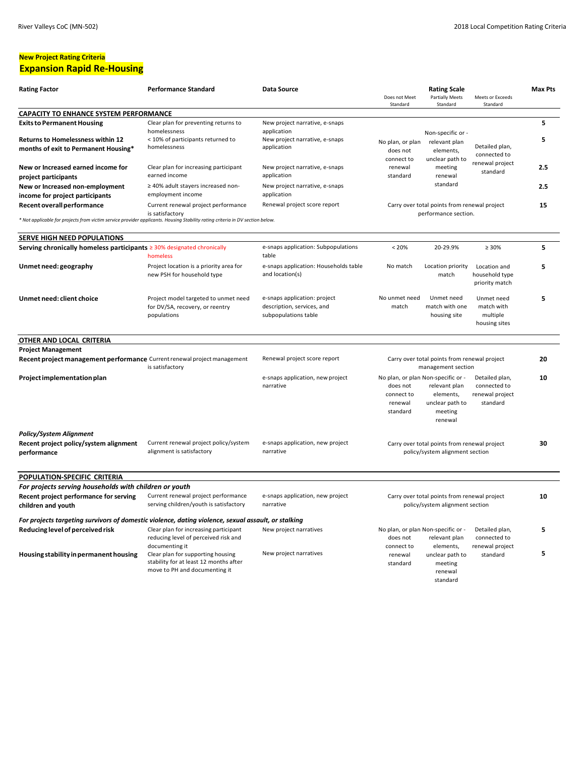## New Project Rating Criteria

# Expansion Rapid Re-Housing

| Rating Factor | Performance Standard | Data Source | Rating Scale: Does not Meet Standard | Rating Scale: Partially Meets Standard | Rating Scale: Meets or Exceeds Standard | Max Pts |
|---|---|---|---|---|---|---|
| **CAPACITY TO ENHANCE SYSTEM PERFORMANCE** | | | | | | |
| **Exits to Permanent Housing** | Clear plan for preventing returns to homelessness | New project narrative, e-snaps application | No plan, or plan does not connect to renewal standard | Non-specific or - relevant plan elements, unclear path to meeting renewal standard | Detailed plan, connected to renewal project standard | 5 |
| **Returns to Homelessness within 12 months of exit to Permanent Housing*** | < 10% of participants returned to homelessness | New project narrative, e-snaps application | | | | 5 |
| **New or Increased earned income for project participants** | Clear plan for increasing participant earned income | New project narrative, e-snaps application | | | | 2.5 |
| **New or Increased non-employment income for project participants** | ≥ 40% adult stayers increased non-employment income | New project narrative, e-snaps application | | | | 2.5 |
| **Recent overall performance** | Current renewal project performance is satisfactory | Renewal project score report | Carry over total points from renewal project performance section. | | | 15 |

*\* Not applicable for projects from victim service provider applicants. Housing Stability rating criteria in DV section below.*

| Rating Factor | Performance Standard | Data Source | Does not Meet Standard | Partially Meets Standard | Meets or Exceeds Standard | Max Pts |
|---|---|---|---|---|---|---|
| **SERVE HIGH NEED POPULATIONS** | | | | | | |
| **Serving chronically homeless participants** | ≥ 30% designated chronically homeless | e-snaps application: Subpopulations table | < 20% | 20-29.9% | ≥ 30% | 5 |
| **Unmet need: geography** | Project location is a priority area for new PSH for household type | e-snaps application: Households table and location(s) | No match | Location priority match | Location and household type priority match | 5 |
| **Unmet need: client choice** | Project model targeted to unmet need for DV/SA, recovery, or reentry populations | e-snaps application: project description, services, and subpopulations table | No unmet need match | Unmet need match with one housing site | Unmet need match with multiple housing sites | 5 |
| **OTHER AND LOCAL CRITERIA** | | | | | | |
| **Project Management** | | | | | | |
| **Recent project management performance** | Current renewal project management is satisfactory | Renewal project score report | Carry over total points from renewal project management section | | | 20 |
| **Project implementation plan** | | e-snaps application, new project narrative | No plan, or plan does not connect to renewal standard | Non-specific or - relevant plan elements, unclear path to meeting renewal | Detailed plan, connected to renewal project standard | 10 |
| ***Policy/System Alignment*** | | | | | | |
| **Recent project policy/system alignment performance** | Current renewal project policy/system alignment is satisfactory | e-snaps application, new project narrative | Carry over total points from renewal project policy/system alignment section | | | 30 |
| **POPULATION-SPECIFIC CRITERIA** | | | | | | |
| ***For projects serving households with children or youth*** | | | | | | |
| **Recent project performance for serving children and youth** | Current renewal project performance serving children/youth is satisfactory | e-snaps application, new project narrative | Carry over total points from renewal project policy/system alignment section | | | 10 |
| ***For projects targeting survivors of domestic violence, dating violence, sexual assault, or stalking*** | | | | | | |
| **Reducing level of perceived risk** | Clear plan for increasing participant reducing level of perceived risk and documenting it | New project narratives | No plan, or plan does not connect to renewal standard | Non-specific or - relevant plan elements, unclear path to meeting renewal standard | Detailed plan, connected to renewal project standard | 5 |
| **Housing stability in permanent housing** | Clear plan for supporting housing stability for at least 12 months after move to PH and documenting it | New project narratives | | | | 5 |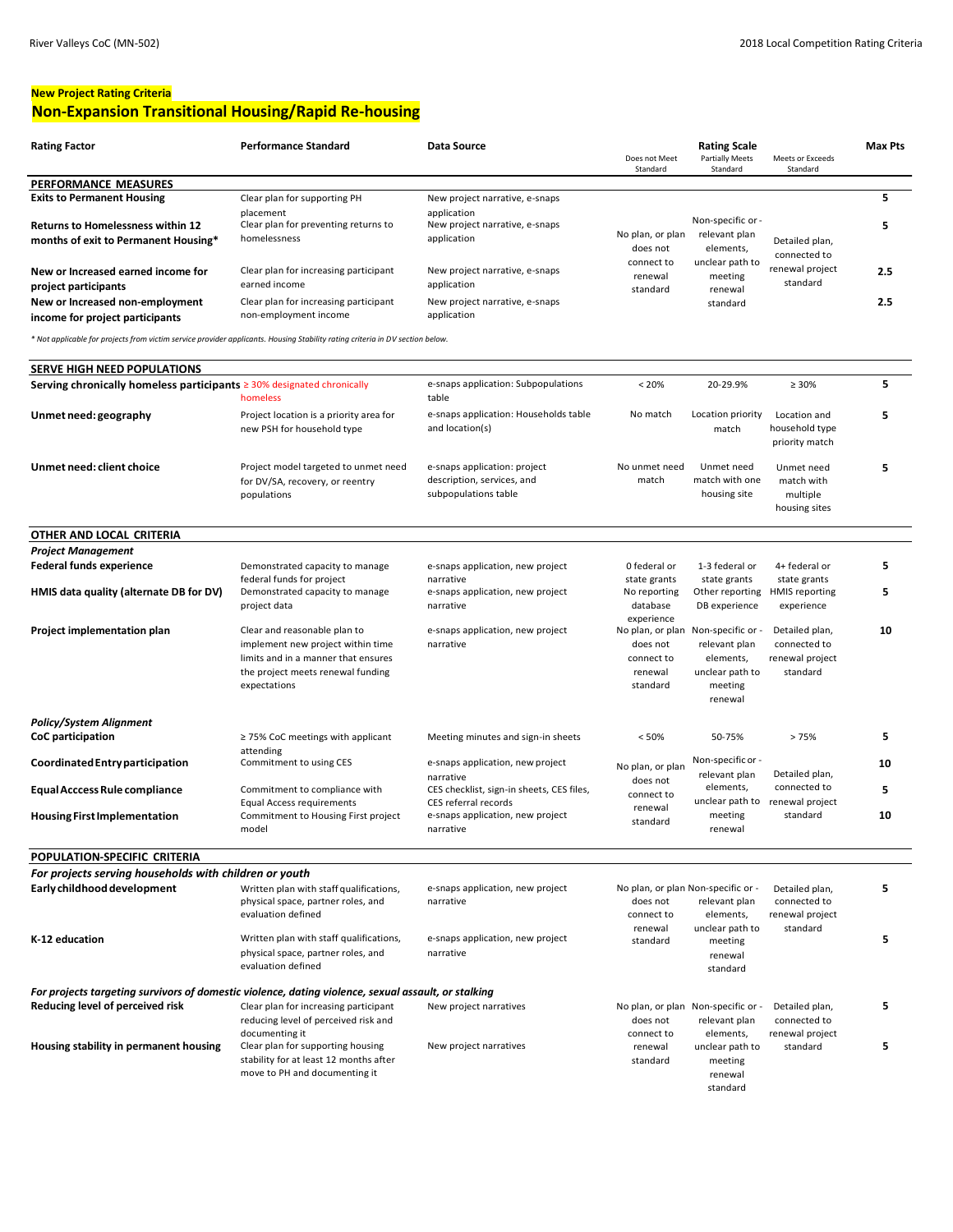## New Project Rating Criteria

## Non-Expansion Transitional Housing/Rapid Re-housing

| Rating Factor | Performance Standard | Data Source | Rating Scale: Does not Meet Standard | Rating Scale: Partially Meets Standard | Rating Scale: Meets or Exceeds Standard | Max Pts |
|---|---|---|---|---|---|---|
| **PERFORMANCE MEASURES** | | | | | | |
| **Exits to Permanent Housing** | Clear plan for supporting PH placement | New project narrative, e-snaps application | No plan, or plan does not connect to renewal standard | Non-specific or -relevant plan elements, unclear path to meeting renewal standard | Detailed plan, connected to renewal project standard | 5 |
| **Returns to Homelessness within 12 months of exit to Permanent Housing*** | Clear plan for preventing returns to homelessness | New project narrative, e-snaps application | | | | 5 |
| **New or Increased earned income for project participants** | Clear plan for increasing participant earned income | New project narrative, e-snaps application | | | | 2.5 |
| **New or Increased non-employment income for project participants** | Clear plan for increasing participant non-employment income | New project narrative, e-snaps application | | | | 2.5 |

*\* Not applicable for projects from victim service provider applicants. Housing Stability rating criteria in DV section below.*

| Rating Factor | Performance Standard | Data Source | Does not Meet Standard | Partially Meets Standard | Meets or Exceeds Standard | Max Pts |
|---|---|---|---|---|---|---|
| **SERVE HIGH NEED POPULATIONS** | | | | | | |
| **Serving chronically homeless participants** | ≥ 30% designated chronically homeless | e-snaps application: Subpopulations table | < 20% | 20-29.9% | ≥ 30% | 5 |
| **Unmet need: geography** | Project location is a priority area for new PSH for household type | e-snaps application: Households table and location(s) | No match | Location priority match | Location and household type priority match | 5 |
| **Unmet need: client choice** | Project model targeted to unmet need for DV/SA, recovery, or reentry populations | e-snaps application: project description, services, and subpopulations table | No unmet need match | Unmet need match with one housing site | Unmet need match with multiple housing sites | 5 |
| **OTHER AND LOCAL CRITERIA** | | | | | | |
| ***Project Management*** | | | | | | |
| **Federal funds experience** | Demonstrated capacity to manage federal funds for project | e-snaps application, new project narrative | 0 federal or state grants | 1-3 federal or state grants | 4+ federal or state grants | 5 |
| **HMIS data quality (alternate DB for DV)** | Demonstrated capacity to manage project data | e-snaps application, new project narrative | No reporting database experience | Other reporting DB experience | HMIS reporting experience | 5 |
| **Project implementation plan** | Clear and reasonable plan to implement new project within time limits and in a manner that ensures the project meets renewal funding expectations | e-snaps application, new project narrative | No plan, or plan does not connect to renewal standard | Non-specific or -relevant plan elements, unclear path to meeting renewal | Detailed plan, connected to renewal project standard | 10 |
| ***Policy/System Alignment*** | | | | | | |
| **CoC participation** | ≥ 75% CoC meetings with applicant attending | Meeting minutes and sign-in sheets | < 50% | 50-75% | > 75% | 5 |
| **Coordinated Entry participation** | Commitment to using CES | e-snaps application, new project narrative | No plan, or plan does not connect to renewal standard | Non-specific or -relevant plan elements, unclear path to meeting renewal | Detailed plan, connected to renewal project standard | 10 |
| **Equal Acccess Rule compliance** | Commitment to compliance with Equal Access requirements | CES checklist, sign-in sheets, CES files, CES referral records | | | | 5 |
| **Housing First Implementation** | Commitment to Housing First project model | e-snaps application, new project narrative | | | | 10 |
| **POPULATION-SPECIFIC CRITERIA** | | | | | | |
| ***For projects serving households with children or youth*** | | | | | | |
| **Early childhood development** | Written plan with staff qualifications, physical space, partner roles, and evaluation defined | e-snaps application, new project narrative | No plan, or plan does not connect to renewal standard | Non-specific or -relevant plan elements, unclear path to meeting renewal standard | Detailed plan, connected to renewal project standard | 5 |
| **K-12 education** | Written plan with staff qualifications, physical space, partner roles, and evaluation defined | e-snaps application, new project narrative | | | | 5 |
| ***For projects targeting survivors of domestic violence, dating violence, sexual assault, or stalking*** | | | | | | |
| **Reducing level of perceived risk** | Clear plan for increasing participant reducing level of perceived risk and documenting it | New project narratives | No plan, or plan does not connect to renewal standard | Non-specific or -relevant plan elements, unclear path to meeting renewal standard | Detailed plan, connected to renewal project standard | 5 |
| **Housing stability in permanent housing** | Clear plan for supporting housing stability for at least 12 months after move to PH and documenting it | New project narratives | | | | 5 |